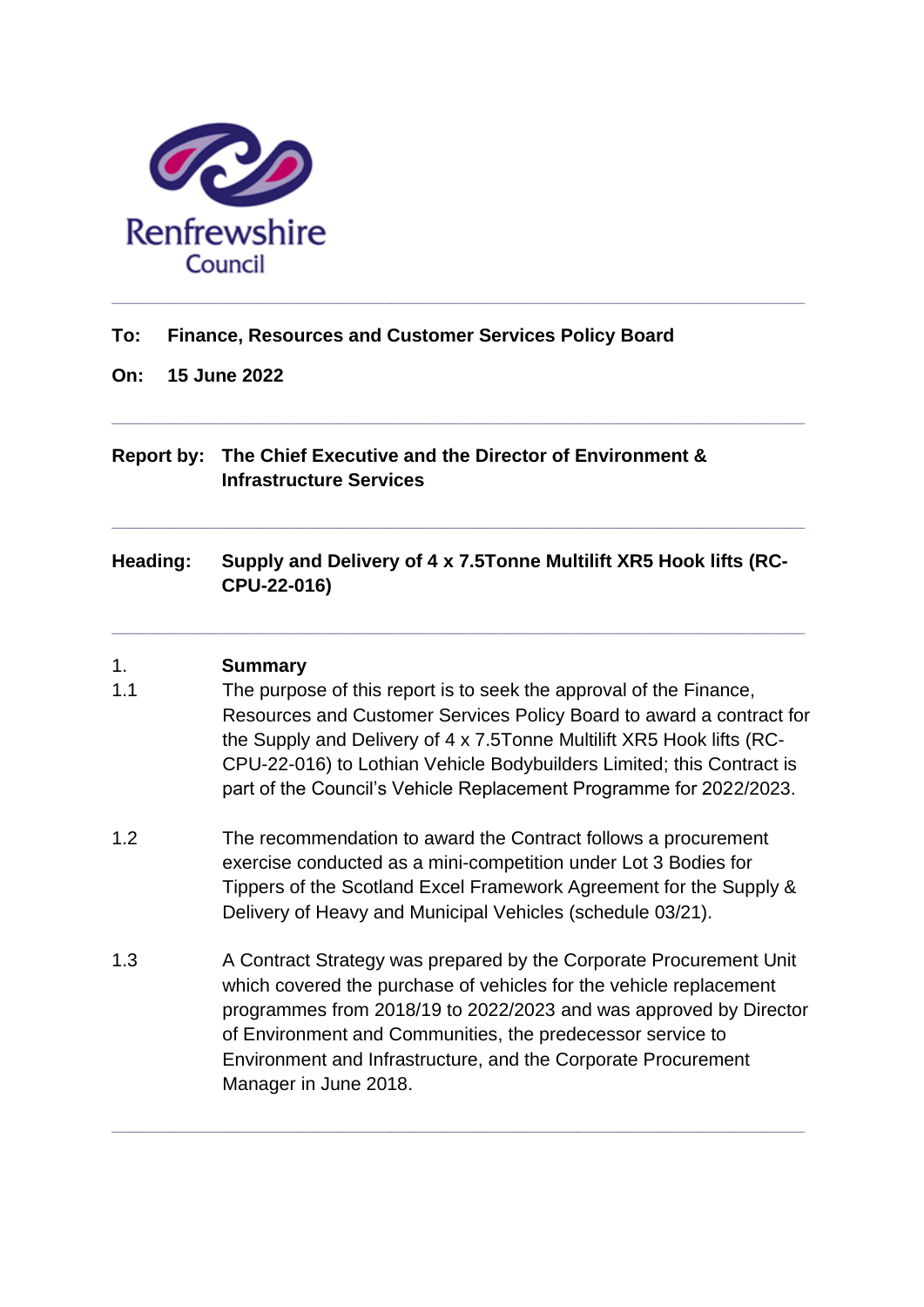Renfrewshire Council

---

**To:** **Finance, Resources and Customer Services Policy Board**

**On:** **15 June 2022**

---

**Report by:** **The Chief Executive and the Director of Environment & Infrastructure Services**

---

**Heading:** **Supply and Delivery of 4 x 7.5Tonne Multilift XR5 Hook lifts (RC-CPU-22-016)**

---

## 1. Summary

1.1 The purpose of this report is to seek the approval of the Finance, Resources and Customer Services Policy Board to award a contract for the Supply and Delivery of 4 x 7.5Tonne Multilift XR5 Hook lifts (RC-CPU-22-016) to Lothian Vehicle Bodybuilders Limited; this Contract is part of the Council's Vehicle Replacement Programme for 2022/2023.

1.2 The recommendation to award the Contract follows a procurement exercise conducted as a mini-competition under Lot 3 Bodies for Tippers of the Scotland Excel Framework Agreement for the Supply & Delivery of Heavy and Municipal Vehicles (schedule 03/21).

1.3 A Contract Strategy was prepared by the Corporate Procurement Unit which covered the purchase of vehicles for the vehicle replacement programmes from 2018/19 to 2022/2023 and was approved by Director of Environment and Communities, the predecessor service to Environment and Infrastructure, and the Corporate Procurement Manager in June 2018.

---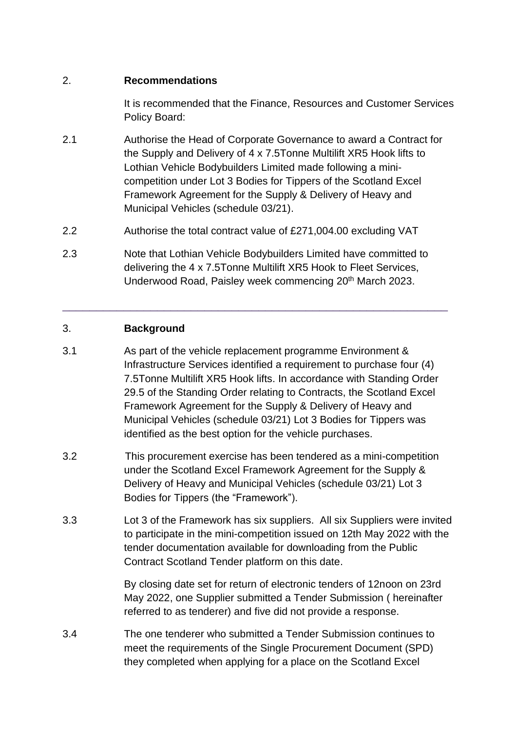## 2. Recommendations

It is recommended that the Finance, Resources and Customer Services Policy Board:

2.1 Authorise the Head of Corporate Governance to award a Contract for the Supply and Delivery of 4 x 7.5Tonne Multilift XR5 Hook lifts to Lothian Vehicle Bodybuilders Limited made following a mini-competition under Lot 3 Bodies for Tippers of the Scotland Excel Framework Agreement for the Supply & Delivery of Heavy and Municipal Vehicles (schedule 03/21).

2.2 Authorise the total contract value of £271,004.00 excluding VAT

2.3 Note that Lothian Vehicle Bodybuilders Limited have committed to delivering the 4 x 7.5Tonne Multilift XR5 Hook to Fleet Services, Underwood Road, Paisley week commencing 20th March 2023.

---

## 3. Background

3.1 As part of the vehicle replacement programme Environment & Infrastructure Services identified a requirement to purchase four (4) 7.5Tonne Multilift XR5 Hook lifts. In accordance with Standing Order 29.5 of the Standing Order relating to Contracts, the Scotland Excel Framework Agreement for the Supply & Delivery of Heavy and Municipal Vehicles (schedule 03/21) Lot 3 Bodies for Tippers was identified as the best option for the vehicle purchases.

3.2 This procurement exercise has been tendered as a mini-competition under the Scotland Excel Framework Agreement for the Supply & Delivery of Heavy and Municipal Vehicles (schedule 03/21) Lot 3 Bodies for Tippers (the "Framework").

3.3 Lot 3 of the Framework has six suppliers. All six Suppliers were invited to participate in the mini-competition issued on 12th May 2022 with the tender documentation available for downloading from the Public Contract Scotland Tender platform on this date.

By closing date set for return of electronic tenders of 12noon on 23rd May 2022, one Supplier submitted a Tender Submission ( hereinafter referred to as tenderer) and five did not provide a response.

3.4 The one tenderer who submitted a Tender Submission continues to meet the requirements of the Single Procurement Document (SPD) they completed when applying for a place on the Scotland Excel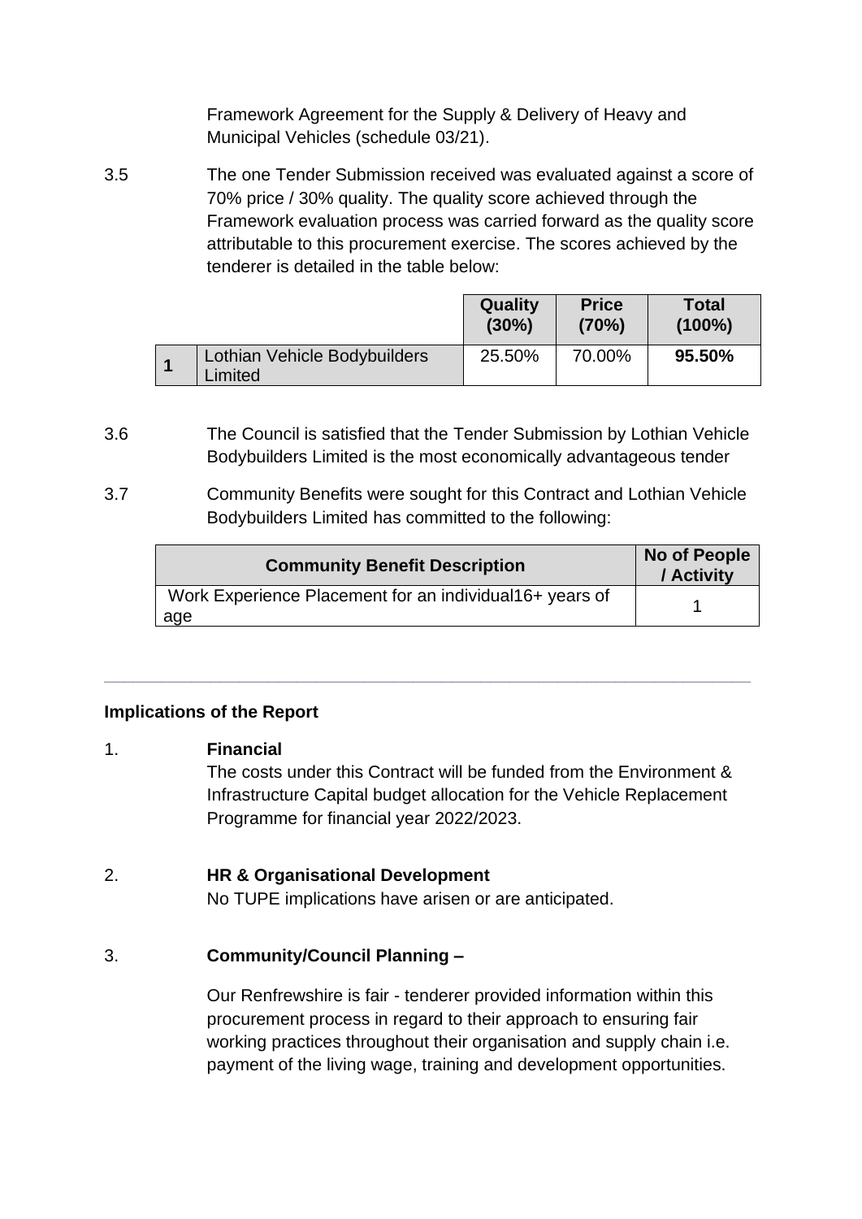Framework Agreement for the Supply & Delivery of Heavy and Municipal Vehicles (schedule 03/21).

3.5 The one Tender Submission received was evaluated against a score of 70% price / 30% quality. The quality score achieved through the Framework evaluation process was carried forward as the quality score attributable to this procurement exercise. The scores achieved by the tenderer is detailed in the table below:

| | | Quality (30%) | Price (70%) | Total (100%) |
|---|---|---|---|---|
| **1** | Lothian Vehicle Bodybuilders Limited | 25.50% | 70.00% | **95.50%** |

3.6 The Council is satisfied that the Tender Submission by Lothian Vehicle Bodybuilders Limited is the most economically advantageous tender

3.7 Community Benefits were sought for this Contract and Lothian Vehicle Bodybuilders Limited has committed to the following:

| Community Benefit Description | No of People / Activity |
|---|---|
| Work Experience Placement for an individual16+ years of age | 1 |

---

**Implications of the Report**

1. **Financial**
The costs under this Contract will be funded from the Environment & Infrastructure Capital budget allocation for the Vehicle Replacement Programme for financial year 2022/2023.

2. **HR & Organisational Development**
No TUPE implications have arisen or are anticipated.

3. **Community/Council Planning –**

Our Renfrewshire is fair - tenderer provided information within this procurement process in regard to their approach to ensuring fair working practices throughout their organisation and supply chain i.e. payment of the living wage, training and development opportunities.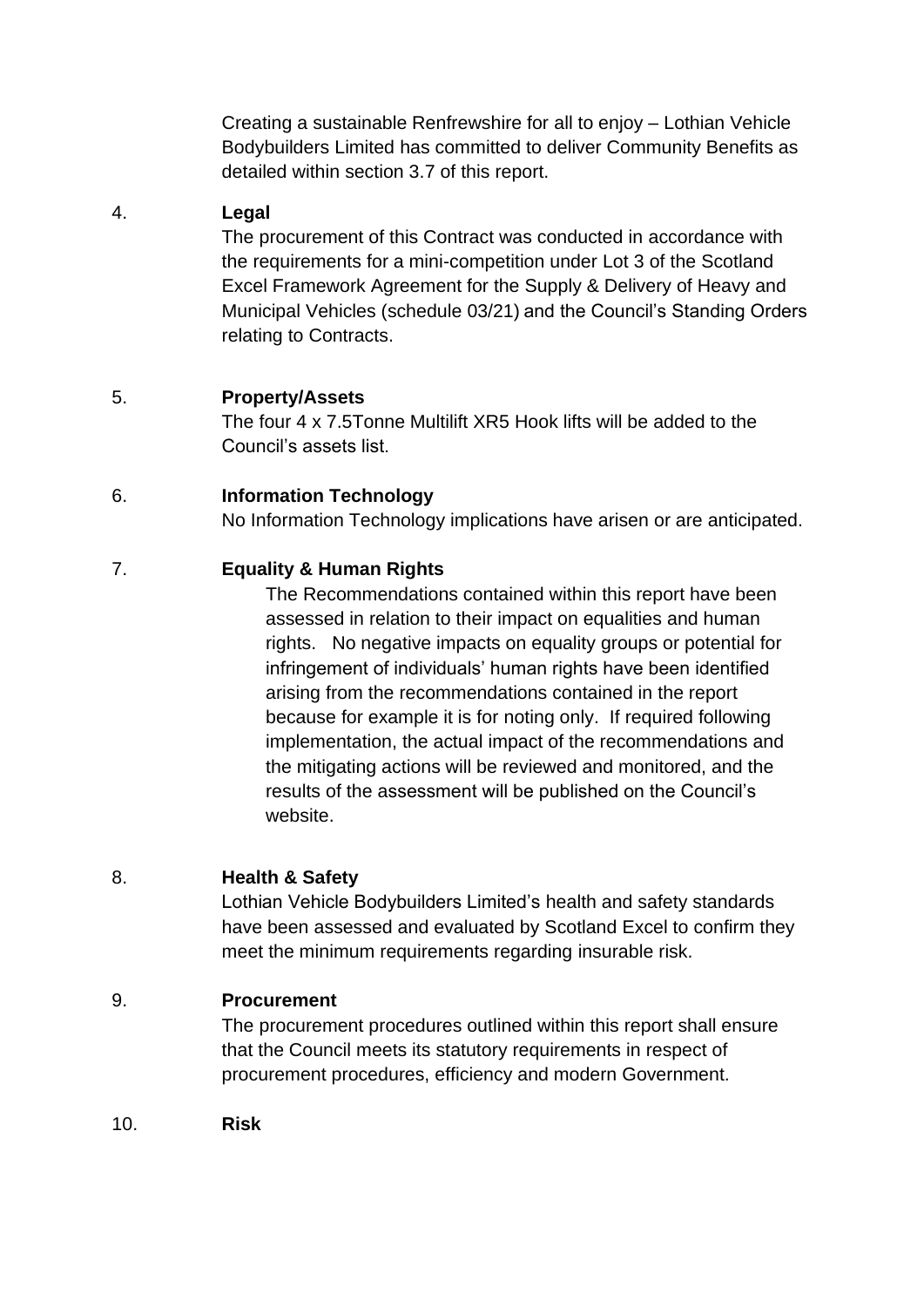Creating a sustainable Renfrewshire for all to enjoy – Lothian Vehicle Bodybuilders Limited has committed to deliver Community Benefits as detailed within section 3.7 of this report.

4. **Legal**

The procurement of this Contract was conducted in accordance with the requirements for a mini-competition under Lot 3 of the Scotland Excel Framework Agreement for the Supply & Delivery of Heavy and Municipal Vehicles (schedule 03/21) and the Council's Standing Orders relating to Contracts.

5. **Property/Assets**

The four 4 x 7.5Tonne Multilift XR5 Hook lifts will be added to the Council's assets list.

6. **Information Technology**

No Information Technology implications have arisen or are anticipated.

7. **Equality & Human Rights**

The Recommendations contained within this report have been assessed in relation to their impact on equalities and human rights. No negative impacts on equality groups or potential for infringement of individuals' human rights have been identified arising from the recommendations contained in the report because for example it is for noting only. If required following implementation, the actual impact of the recommendations and the mitigating actions will be reviewed and monitored, and the results of the assessment will be published on the Council's website.

8. **Health & Safety**

Lothian Vehicle Bodybuilders Limited's health and safety standards have been assessed and evaluated by Scotland Excel to confirm they meet the minimum requirements regarding insurable risk.

9. **Procurement**

The procurement procedures outlined within this report shall ensure that the Council meets its statutory requirements in respect of procurement procedures, efficiency and modern Government.

10. **Risk**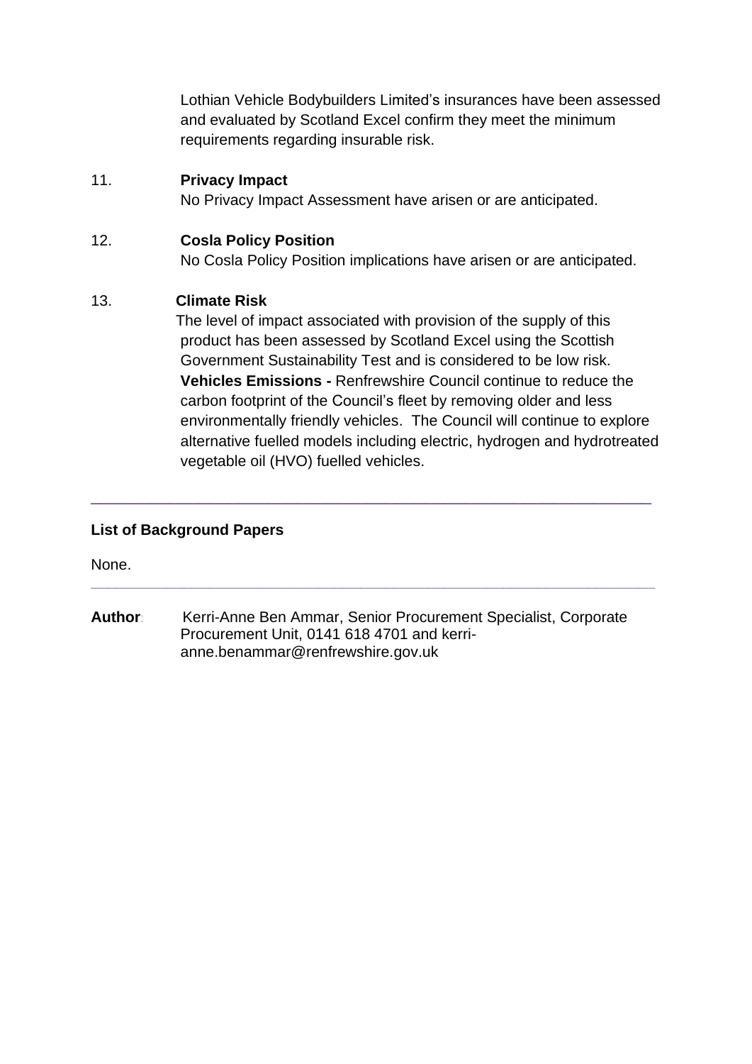Lothian Vehicle Bodybuilders Limited's insurances have been assessed and evaluated by Scotland Excel confirm they meet the minimum requirements regarding insurable risk.

11. **Privacy Impact**

No Privacy Impact Assessment have arisen or are anticipated.

12. **Cosla Policy Position**

No Cosla Policy Position implications have arisen or are anticipated.

13. **Climate Risk**

The level of impact associated with provision of the supply of this product has been assessed by Scotland Excel using the Scottish Government Sustainability Test and is considered to be low risk.

**Vehicles Emissions -** Renfrewshire Council continue to reduce the carbon footprint of the Council's fleet by removing older and less environmentally friendly vehicles. The Council will continue to explore alternative fuelled models including electric, hydrogen and hydrotreated vegetable oil (HVO) fuelled vehicles.

---

**List of Background Papers**

None.

---

**Author**: Kerri-Anne Ben Ammar, Senior Procurement Specialist, Corporate Procurement Unit, 0141 618 4701 and kerri-anne.benammar@renfrewshire.gov.uk